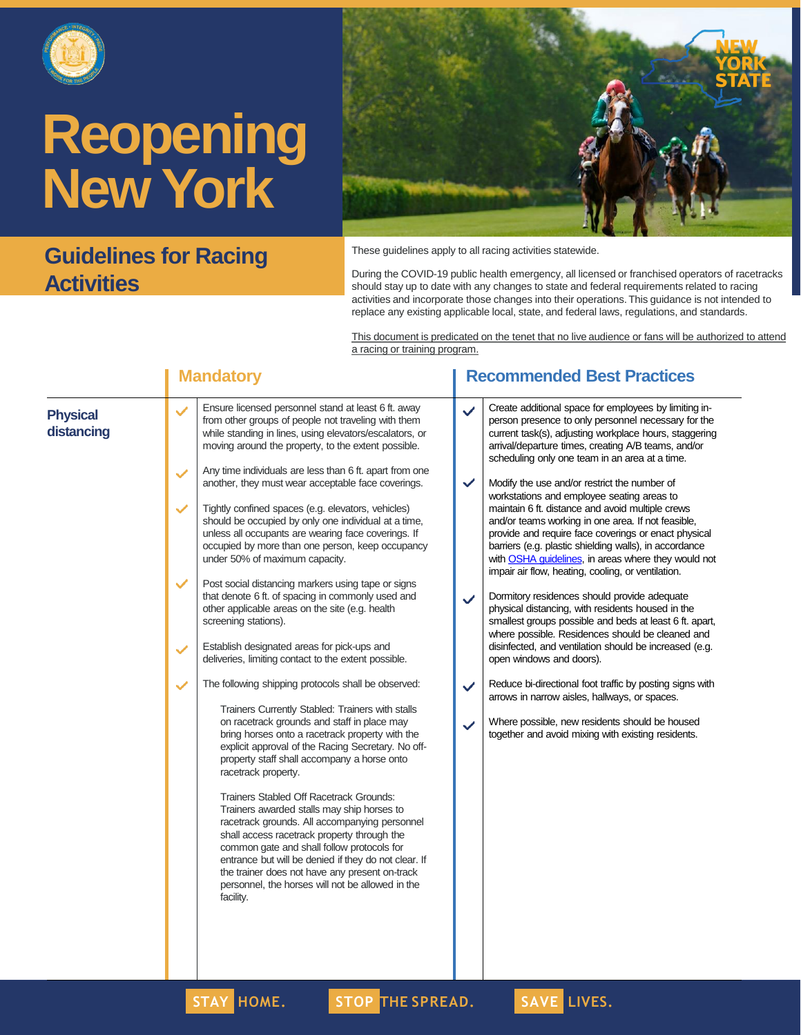# Reopening New York

## Guidelines for Racing Activities

These guidelines apply to all racing activities statewide.

During the COVID-19 public health emergency, all licensed or franchised operators of racetracks should stay up to date with any changes to state and federal requirements related to racing activities and incorporate those changes into their operations. This guidance is not intended to replace any existing applicable local, state, and federal laws, regulations, and standards.

This document is predicated on the tenet that no live audience or fans will be authorized to attend a racing or training program.

| | Mandatory | Recommended Best Practices |
|---|---|---|
| **Physical distancing** | ✓ Ensure licensed personnel stand at least 6 ft. away from other groups of people not traveling with them while standing in lines, using elevators/escalators, or moving around the property, to the extent possible.<br><br>✓ Any time individuals are less than 6 ft. apart from one another, they must wear acceptable face coverings.<br><br>✓ Tightly confined spaces (e.g. elevators, vehicles) should be occupied by only one individual at a time, unless all occupants are wearing face coverings. If occupied by more than one person, keep occupancy under 50% of maximum capacity.<br><br>✓ Post social distancing markers using tape or signs that denote 6 ft. of spacing in commonly used and other applicable areas on the site (e.g. health screening stations).<br><br>✓ Establish designated areas for pick-ups and deliveries, limiting contact to the extent possible.<br><br>✓ The following shipping protocols shall be observed:<br><br>Trainers Currently Stabled: Trainers with stalls on racetrack grounds and staff in place may bring horses onto a racetrack property with the explicit approval of the Racing Secretary. No off-property staff shall accompany a horse onto racetrack property.<br><br>Trainers Stabled Off Racetrack Grounds: Trainers awarded stalls may ship horses to racetrack grounds. All accompanying personnel shall access racetrack property through the common gate and shall follow protocols for entrance but will be denied if they do not clear. If the trainer does not have any present on-track personnel, the horses will not be allowed in the facility. | ✓ Create additional space for employees by limiting in-person presence to only personnel necessary for the current task(s), adjusting workplace hours, staggering arrival/departure times, creating A/B teams, and/or scheduling only one team in an area at a time.<br><br>✓ Modify the use and/or restrict the number of workstations and employee seating areas to maintain 6 ft. distance and avoid multiple crews and/or teams working in one area. If not feasible, provide and require face coverings or enact physical barriers (e.g. plastic shielding walls), in accordance with OSHA guidelines, in areas where they would not impair air flow, heating, cooling, or ventilation.<br><br>✓ Dormitory residences should provide adequate physical distancing, with residents housed in the smallest groups possible and beds at least 6 ft. apart, where possible. Residences should be cleaned and disinfected, and ventilation should be increased (e.g. open windows and doors).<br><br>✓ Reduce bi-directional foot traffic by posting signs with arrows in narrow aisles, hallways, or spaces.<br><br>✓ Where possible, new residents should be housed together and avoid mixing with existing residents. |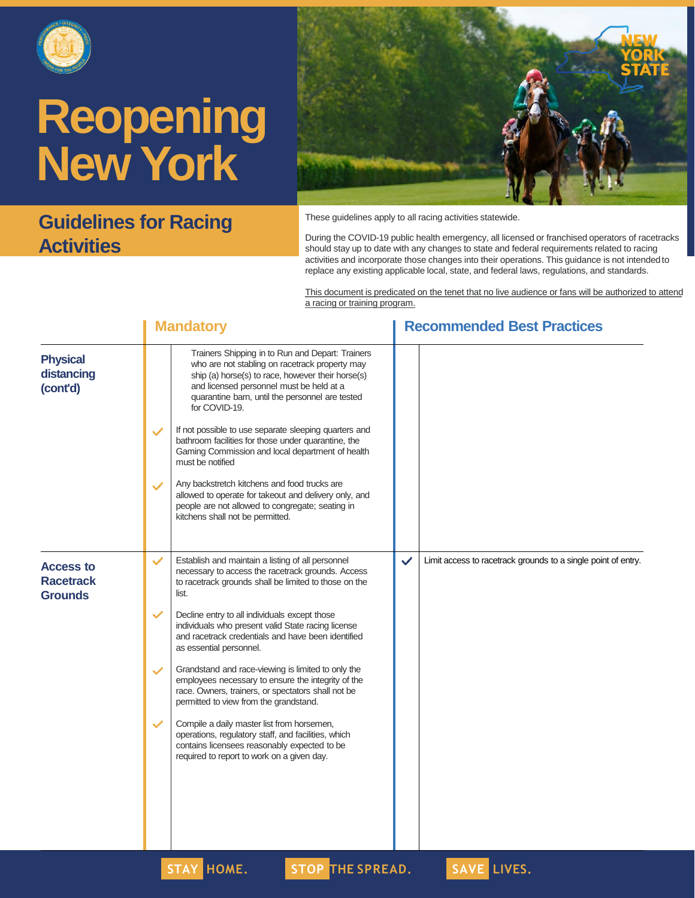# Reopening New York

## Guidelines for Racing Activities

These guidelines apply to all racing activities statewide.

During the COVID-19 public health emergency, all licensed or franchised operators of racetracks should stay up to date with any changes to state and federal requirements related to racing activities and incorporate those changes into their operations. This guidance is not intended to replace any existing applicable local, state, and federal laws, regulations, and standards.

This document is predicated on the tenet that no live audience or fans will be authorized to attend a racing or training program.

| | Mandatory | Recommended Best Practices |
|---|---|---|
| **Physical distancing (cont'd)** | Trainers Shipping in to Run and Depart: Trainers who are not stabling on racetrack property may ship (a) horse(s) to race, however their horse(s) and licensed personnel must be held at a quarantine barn, until the personnel are tested for COVID-19.<br><br>✓ If not possible to use separate sleeping quarters and bathroom facilities for those under quarantine, the Gaming Commission and local department of health must be notified<br><br>✓ Any backstretch kitchens and food trucks are allowed to operate for takeout and delivery only, and people are not allowed to congregate; seating in kitchens shall not be permitted. | |
| **Access to Racetrack Grounds** | ✓ Establish and maintain a listing of all personnel necessary to access the racetrack grounds. Access to racetrack grounds shall be limited to those on the list.<br><br>✓ Decline entry to all individuals except those individuals who present valid State racing license and racetrack credentials and have been identified as essential personnel.<br><br>✓ Grandstand and race-viewing is limited to only the employees necessary to ensure the integrity of the race. Owners, trainers, or spectators shall not be permitted to view from the grandstand.<br><br>✓ Compile a daily master list from horsemen, operations, regulatory staff, and facilities, which contains licensees reasonably expected to be required to report to work on a given day. | ✓ Limit access to racetrack grounds to a single point of entry. |

STAY HOME. STOP THE SPREAD. SAVE LIVES.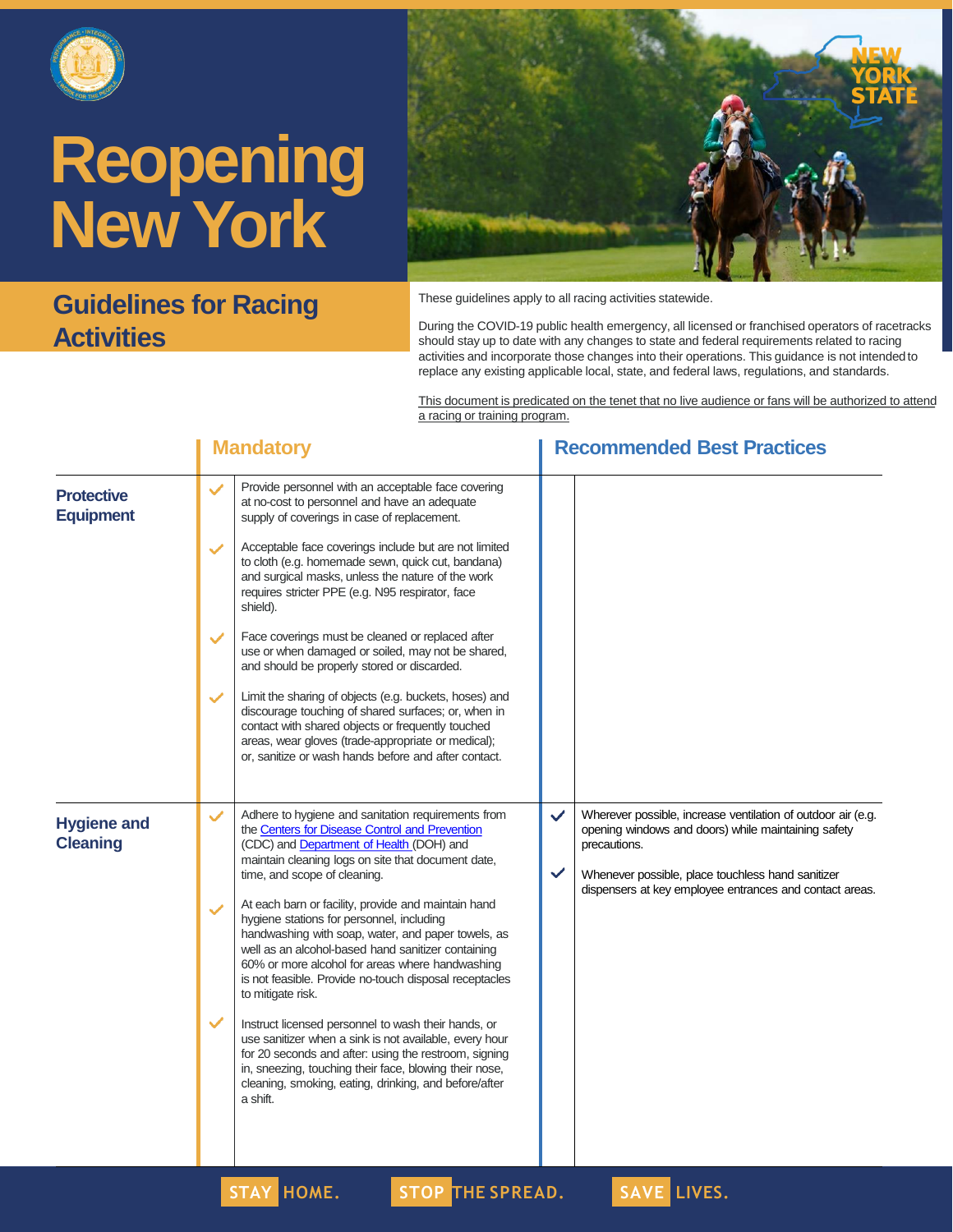# Reopening New York

## Guidelines for Racing Activities

These guidelines apply to all racing activities statewide.

During the COVID-19 public health emergency, all licensed or franchised operators of racetracks should stay up to date with any changes to state and federal requirements related to racing activities and incorporate those changes into their operations. This guidance is not intended to replace any existing applicable local, state, and federal laws, regulations, and standards.

This document is predicated on the tenet that no live audience or fans will be authorized to attend a racing or training program.

| | Mandatory | Recommended Best Practices |
|---|---|---|
| **Protective Equipment** | ✓ Provide personnel with an acceptable face covering at no-cost to personnel and have an adequate supply of coverings in case of replacement.<br><br>✓ Acceptable face coverings include but are not limited to cloth (e.g. homemade sewn, quick cut, bandana) and surgical masks, unless the nature of the work requires stricter PPE (e.g. N95 respirator, face shield).<br><br>✓ Face coverings must be cleaned or replaced after use or when damaged or soiled, may not be shared, and should be properly stored or discarded.<br><br>✓ Limit the sharing of objects (e.g. buckets, hoses) and discourage touching of shared surfaces; or, when in contact with shared objects or frequently touched areas, wear gloves (trade-appropriate or medical); or, sanitize or wash hands before and after contact. | |
| **Hygiene and Cleaning** | ✓ Adhere to hygiene and sanitation requirements from the Centers for Disease Control and Prevention (CDC) and Department of Health (DOH) and maintain cleaning logs on site that document date, time, and scope of cleaning.<br><br>✓ At each barn or facility, provide and maintain hand hygiene stations for personnel, including handwashing with soap, water, and paper towels, as well as an alcohol-based hand sanitizer containing 60% or more alcohol for areas where handwashing is not feasible. Provide no-touch disposal receptacles to mitigate risk.<br><br>✓ Instruct licensed personnel to wash their hands, or use sanitizer when a sink is not available, every hour for 20 seconds and after: using the restroom, signing in, sneezing, touching their face, blowing their nose, cleaning, smoking, eating, drinking, and before/after a shift. | ✓ Wherever possible, increase ventilation of outdoor air (e.g. opening windows and doors) while maintaining safety precautions.<br><br>✓ Whenever possible, place touchless hand sanitizer dispensers at key employee entrances and contact areas. |

STAY HOME. STOP THE SPREAD. SAVE LIVES.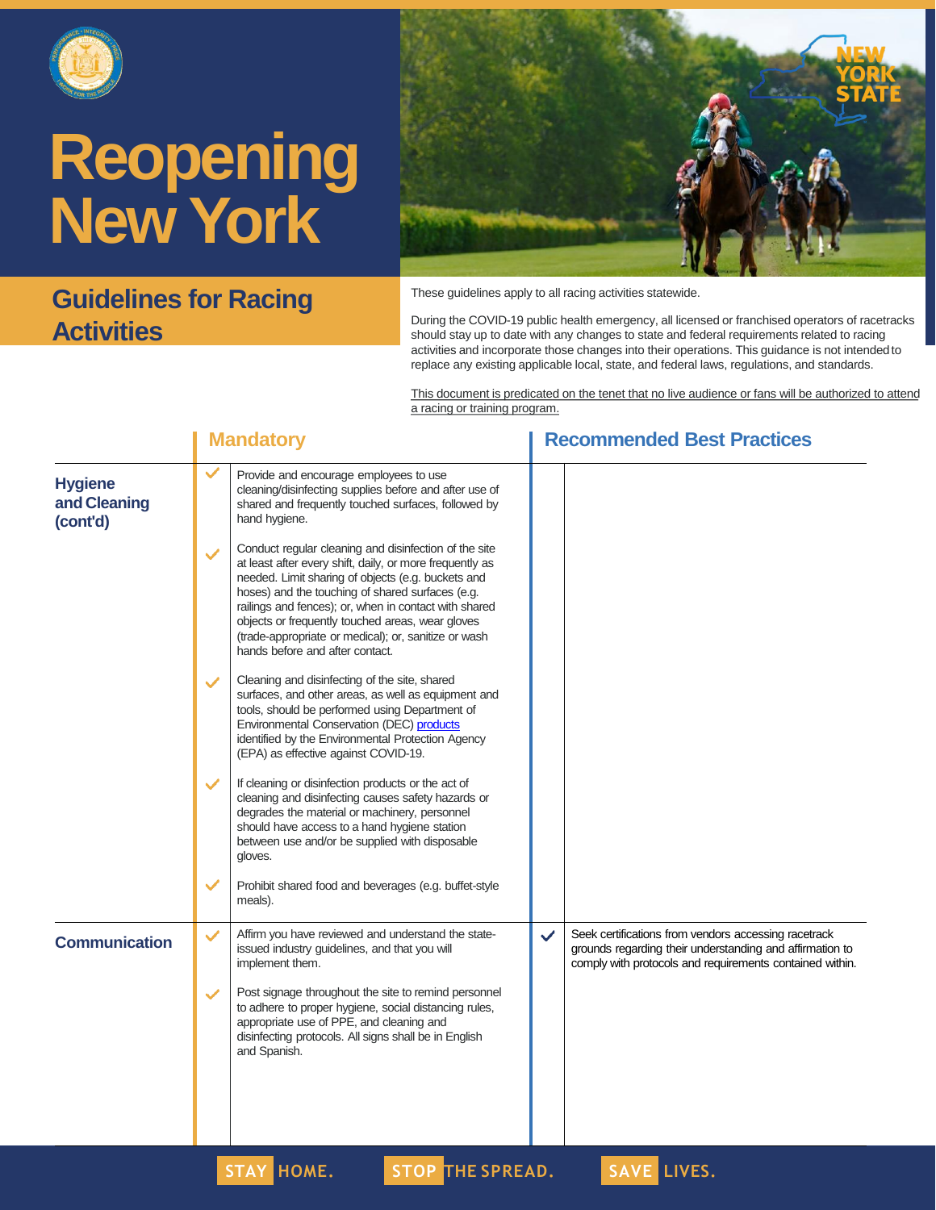# Reopening New York

## Guidelines for Racing Activities

These guidelines apply to all racing activities statewide.

During the COVID-19 public health emergency, all licensed or franchised operators of racetracks should stay up to date with any changes to state and federal requirements related to racing activities and incorporate those changes into their operations. This guidance is not intended to replace any existing applicable local, state, and federal laws, regulations, and standards.

This document is predicated on the tenet that no live audience or fans will be authorized to attend a racing or training program.

| | Mandatory | Recommended Best Practices |
|---|---|---|
| **Hygiene and Cleaning (cont'd)** | ✓ Provide and encourage employees to use cleaning/disinfecting supplies before and after use of shared and frequently touched surfaces, followed by hand hygiene.<br><br>✓ Conduct regular cleaning and disinfection of the site at least after every shift, daily, or more frequently as needed. Limit sharing of objects (e.g. buckets and hoses) and the touching of shared surfaces (e.g. railings and fences); or, when in contact with shared objects or frequently touched areas, wear gloves (trade-appropriate or medical); or, sanitize or wash hands before and after contact.<br><br>✓ Cleaning and disinfecting of the site, shared surfaces, and other areas, as well as equipment and tools, should be performed using Department of Environmental Conservation (DEC) products identified by the Environmental Protection Agency (EPA) as effective against COVID-19.<br><br>✓ If cleaning or disinfection products or the act of cleaning and disinfecting causes safety hazards or degrades the material or machinery, personnel should have access to a hand hygiene station between use and/or be supplied with disposable gloves.<br><br>✓ Prohibit shared food and beverages (e.g. buffet-style meals). | |
| **Communication** | ✓ Affirm you have reviewed and understand the state-issued industry guidelines, and that you will implement them.<br><br>✓ Post signage throughout the site to remind personnel to adhere to proper hygiene, social distancing rules, appropriate use of PPE, and cleaning and disinfecting protocols. All signs shall be in English and Spanish. | ✓ Seek certifications from vendors accessing racetrack grounds regarding their understanding and affirmation to comply with protocols and requirements contained within. |

STAY HOME. STOP THE SPREAD. SAVE LIVES.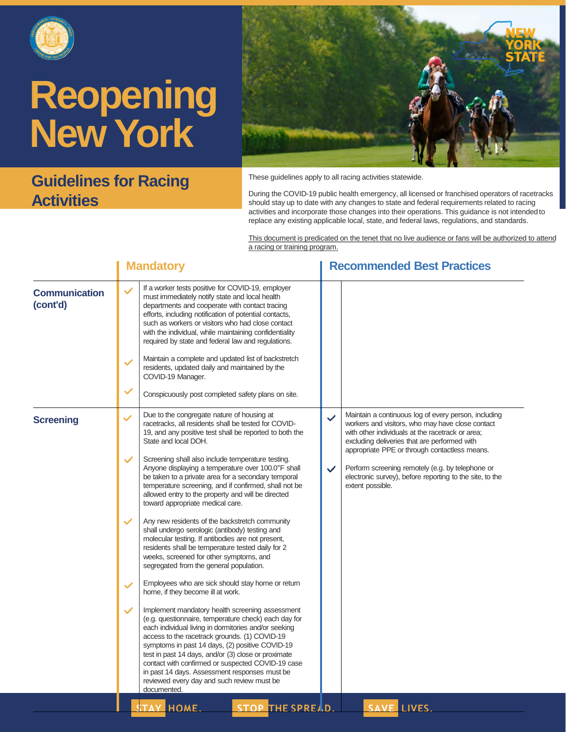# Reopening New York

## Guidelines for Racing Activities

These guidelines apply to all racing activities statewide.

During the COVID-19 public health emergency, all licensed or franchised operators of racetracks should stay up to date with any changes to state and federal requirements related to racing activities and incorporate those changes into their operations. This guidance is not intended to replace any existing applicable local, state, and federal laws, regulations, and standards.

This document is predicated on the tenet that no live audience or fans will be authorized to attend a racing or training program.

| | Mandatory | Recommended Best Practices |
|---|---|---|
| **Communication (cont'd)** | ✓ If a worker tests positive for COVID-19, employer must immediately notify state and local health departments and cooperate with contact tracing efforts, including notification of potential contacts, such as workers or visitors who had close contact with the individual, while maintaining confidentiality required by state and federal law and regulations.<br><br>✓ Maintain a complete and updated list of backstretch residents, updated daily and maintained by the COVID-19 Manager.<br><br>✓ Conspicuously post completed safety plans on site. | |
| **Screening** | ✓ Due to the congregate nature of housing at racetracks, all residents shall be tested for COVID-19, and any positive test shall be reported to both the State and local DOH.<br><br>✓ Screening shall also include temperature testing. Anyone displaying a temperature over 100.0°F shall be taken to a private area for a secondary temporal temperature screening, and if confirmed, shall not be allowed entry to the property and will be directed toward appropriate medical care.<br><br>✓ Any new residents of the backstretch community shall undergo serologic (antibody) testing and molecular testing. If antibodies are not present, residents shall be temperature tested daily for 2 weeks, screened for other symptoms, and segregated from the general population.<br><br>✓ Employees who are sick should stay home or return home, if they become ill at work.<br><br>✓ Implement mandatory health screening assessment (e.g. questionnaire, temperature check) each day for each individual living in dormitories and/or seeking access to the racetrack grounds. (1) COVID-19 symptoms in past 14 days, (2) positive COVID-19 test in past 14 days, and/or (3) close or proximate contact with confirmed or suspected COVID-19 case in past 14 days. Assessment responses must be reviewed every day and such review must be documented. | ✓ Maintain a continuous log of every person, including workers and visitors, who may have close contact with other individuals at the racetrack or area; excluding deliveries that are performed with appropriate PPE or through contactless means.<br><br>✓ Perform screening remotely (e.g. by telephone or electronic survey), before reporting to the site, to the extent possible. |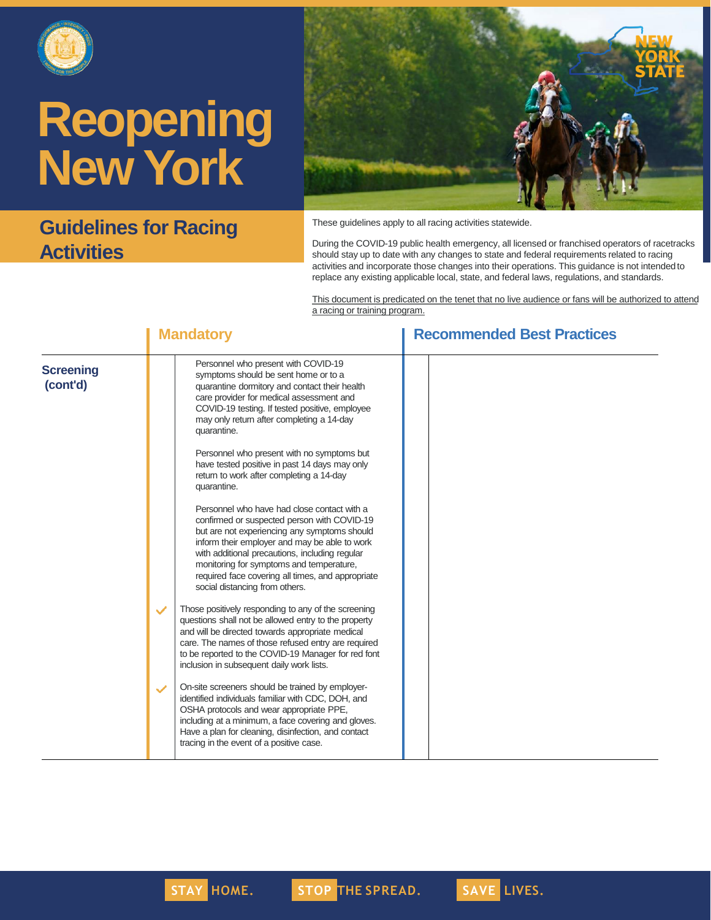# Reopening New York

## Guidelines for Racing Activities

These guidelines apply to all racing activities statewide.

During the COVID-19 public health emergency, all licensed or franchised operators of racetracks should stay up to date with any changes to state and federal requirements related to racing activities and incorporate those changes into their operations. This guidance is not intended to replace any existing applicable local, state, and federal laws, regulations, and standards.

This document is predicated on the tenet that no live audience or fans will be authorized to attend a racing or training program.

| | Mandatory | | Recommended Best Practices |
|---|---|---|---|
| **Screening (cont'd)** | | Personnel who present with COVID-19 symptoms should be sent home or to a quarantine dormitory and contact their health care provider for medical assessment and COVID-19 testing. If tested positive, employee may only return after completing a 14-day quarantine.<br><br>Personnel who present with no symptoms but have tested positive in past 14 days may only return to work after completing a 14-day quarantine.<br><br>Personnel who have had close contact with a confirmed or suspected person with COVID-19 but are not experiencing any symptoms should inform their employer and may be able to work with additional precautions, including regular monitoring for symptoms and temperature, required face covering all times, and appropriate social distancing from others. | |
| | ✓ | Those positively responding to any of the screening questions shall not be allowed entry to the property and will be directed towards appropriate medical care. The names of those refused entry are required to be reported to the COVID-19 Manager for red font inclusion in subsequent daily work lists. | |
| | ✓ | On-site screeners should be trained by employer-identified individuals familiar with CDC, DOH, and OSHA protocols and wear appropriate PPE, including at a minimum, a face covering and gloves. Have a plan for cleaning, disinfection, and contact tracing in the event of a positive case. | |

STAY HOME. STOP THE SPREAD. SAVE LIVES.